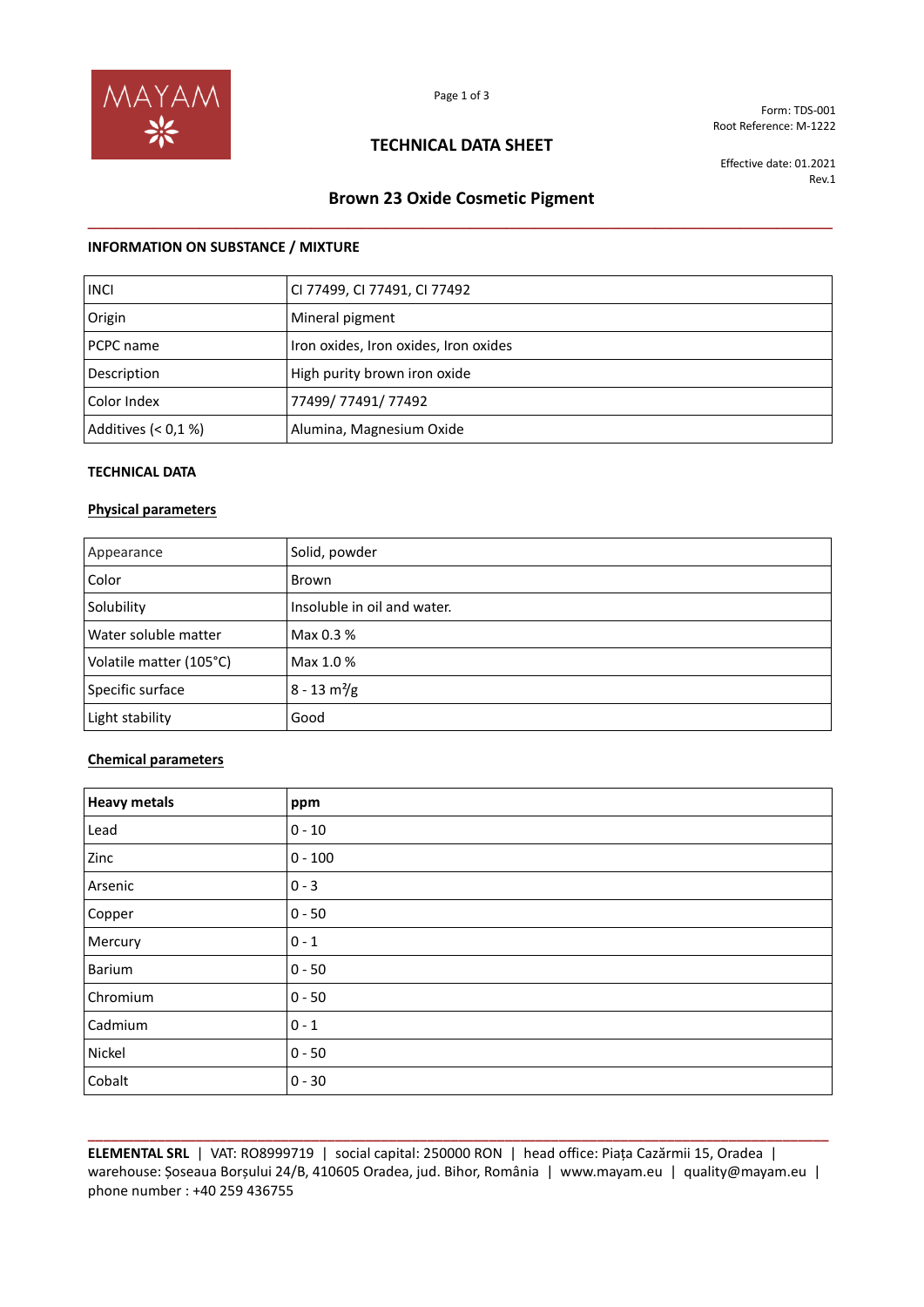MAYAM

Form: TDS-001
Root Reference: M-1222

# TECHNICAL DATA SHEET

Effective date: 01.2021
Rev.1

## Brown 23 Oxide Cosmetic Pigment

### INFORMATION ON SUBSTANCE / MIXTURE

| INCI | CI 77499, CI 77491, CI 77492 |
|---|---|
| Origin | Mineral pigment |
| PCPC name | Iron oxides, Iron oxides, Iron oxides |
| Description | High purity brown iron oxide |
| Color Index | 77499/ 77491/ 77492 |
| Additives (< 0,1 %) | Alumina, Magnesium Oxide |

### TECHNICAL DATA

#### Physical parameters

| Appearance | Solid, powder |
|---|---|
| Color | Brown |
| Solubility | Insoluble in oil and water. |
| Water soluble matter | Max 0.3 % |
| Volatile matter (105°C) | Max 1.0 % |
| Specific surface | 8 - 13 $m^2/g$ |
| Light stability | Good |

#### Chemical parameters

| **Heavy metals** | **ppm** |
|---|---|
| Lead | 0 - 10 |
| Zinc | 0 - 100 |
| Arsenic | 0 - 3 |
| Copper | 0 - 50 |
| Mercury | 0 - 1 |
| Barium | 0 - 50 |
| Chromium | 0 - 50 |
| Cadmium | 0 - 1 |
| Nickel | 0 - 50 |
| Cobalt | 0 - 30 |

**ELEMENTAL SRL** | VAT: RO8999719 | social capital: 250000 RON | head office: Piața Cazărmii 15, Oradea | warehouse: Șoseaua Borșului 24/B, 410605 Oradea, jud. Bihor, România | www.mayam.eu | quality@mayam.eu | phone number : +40 259 436755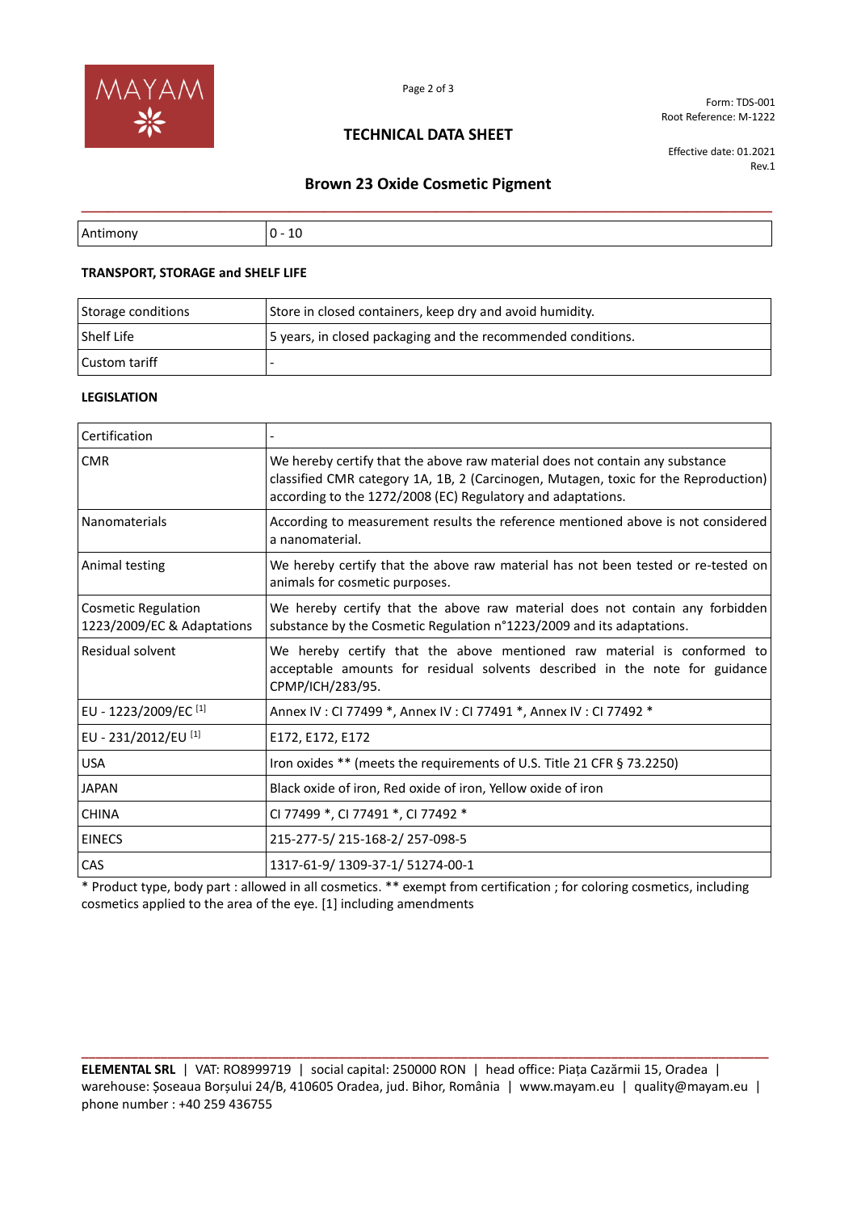| Antimony | 0 - 10 |
|---|---|

**TRANSPORT, STORAGE and SHELF LIFE**

| Storage conditions | Store in closed containers, keep dry and avoid humidity. |
|---|---|
| Shelf Life | 5 years, in closed packaging and the recommended conditions. |
| Custom tariff | - |

**LEGISLATION**

| Certification | - |
|---|---|
| CMR | We hereby certify that the above raw material does not contain any substance classified CMR category 1A, 1B, 2 (Carcinogen, Mutagen, toxic for the Reproduction) according to the 1272/2008 (EC) Regulatory and adaptations. |
| Nanomaterials | According to measurement results the reference mentioned above is not considered a nanomaterial. |
| Animal testing | We hereby certify that the above raw material has not been tested or re-tested on animals for cosmetic purposes. |
| Cosmetic Regulation 1223/2009/EC & Adaptations | We hereby certify that the above raw material does not contain any forbidden substance by the Cosmetic Regulation n°1223/2009 and its adaptations. |
| Residual solvent | We hereby certify that the above mentioned raw material is conformed to acceptable amounts for residual solvents described in the note for guidance CPMP/ICH/283/95. |
| EU - 1223/2009/EC [1] | Annex IV : CI 77499 *, Annex IV : CI 77491 *, Annex IV : CI 77492 * |
| EU - 231/2012/EU [1] | E172, E172, E172 |
| USA | Iron oxides ** (meets the requirements of U.S. Title 21 CFR § 73.2250) |
| JAPAN | Black oxide of iron, Red oxide of iron, Yellow oxide of iron |
| CHINA | CI 77499 *, CI 77491 *, CI 77492 * |
| EINECS | 215-277-5/ 215-168-2/ 257-098-5 |
| CAS | 1317-61-9/ 1309-37-1/ 51274-00-1 |

* Product type, body part : allowed in all cosmetics. ** exempt from certification ; for coloring cosmetics, including cosmetics applied to the area of the eye. [1] including amendments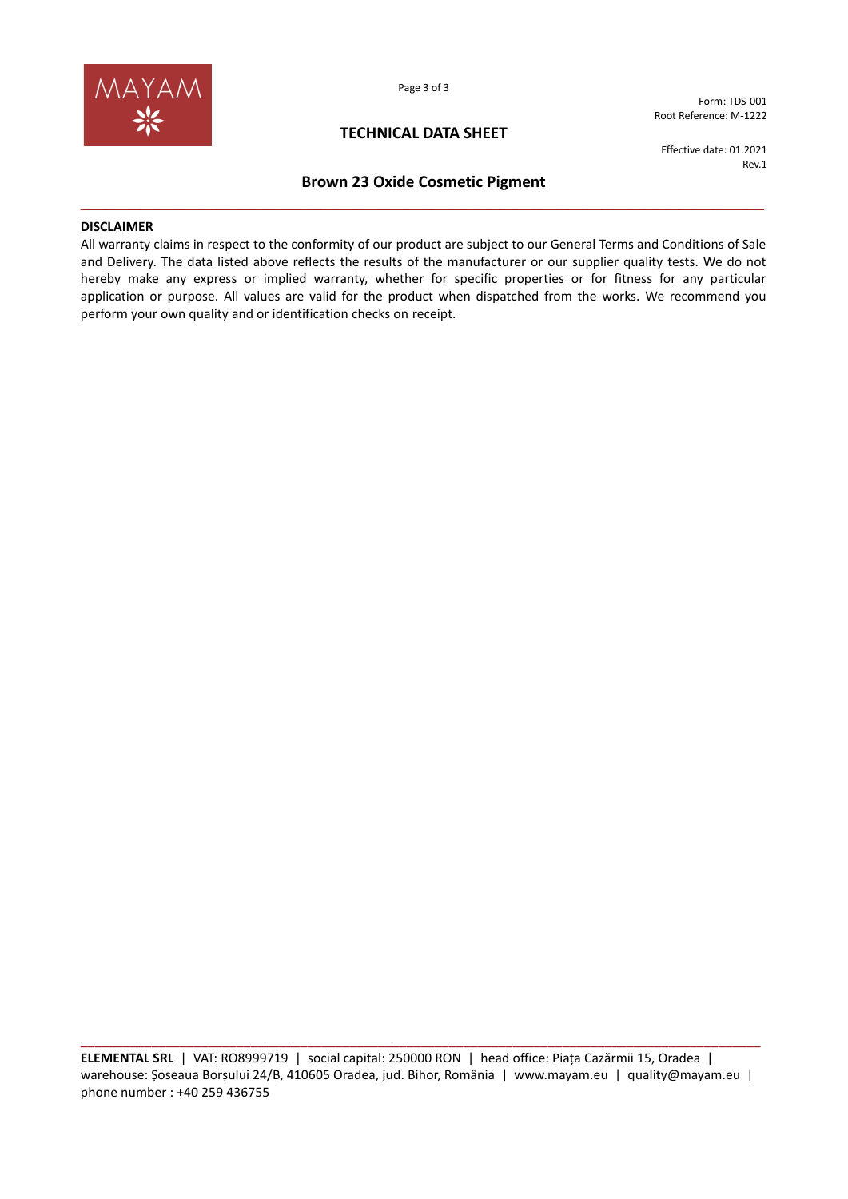## DISCLAIMER

All warranty claims in respect to the conformity of our product are subject to our General Terms and Conditions of Sale and Delivery. The data listed above reflects the results of the manufacturer or our supplier quality tests. We do not hereby make any express or implied warranty, whether for specific properties or for fitness for any particular application or purpose. All values are valid for the product when dispatched from the works. We recommend you perform your own quality and or identification checks on receipt.